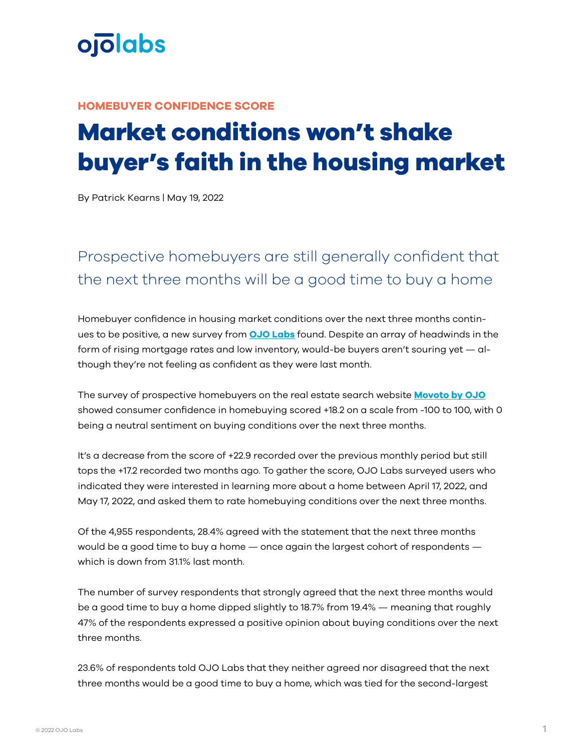ojolabs

**HOMEBUYER CONFIDENCE SCORE**

# Market conditions won't shake buyer's faith in the housing market

By Patrick Kearns | May 19, 2022

## Prospective homebuyers are still generally confident that the next three months will be a good time to buy a home

Homebuyer confidence in housing market conditions over the next three months continues to be positive, a new survey from **OJO Labs** found. Despite an array of headwinds in the form of rising mortgage rates and low inventory, would-be buyers aren't souring yet — although they're not feeling as confident as they were last month.

The survey of prospective homebuyers on the real estate search website **Movoto by OJO** showed consumer confidence in homebuying scored +18.2 on a scale from -100 to 100, with 0 being a neutral sentiment on buying conditions over the next three months.

It's a decrease from the score of +22.9 recorded over the previous monthly period but still tops the +17.2 recorded two months ago. To gather the score, OJO Labs surveyed users who indicated they were interested in learning more about a home between April 17, 2022, and May 17, 2022, and asked them to rate homebuying conditions over the next three months.

Of the 4,955 respondents, 28.4% agreed with the statement that the next three months would be a good time to buy a home — once again the largest cohort of respondents — which is down from 31.1% last month.

The number of survey respondents that strongly agreed that the next three months would be a good time to buy a home dipped slightly to 18.7% from 19.4% — meaning that roughly 47% of the respondents expressed a positive opinion about buying conditions over the next three months.

23.6% of respondents told OJO Labs that they neither agreed nor disagreed that the next three months would be a good time to buy a home, which was tied for the second-largest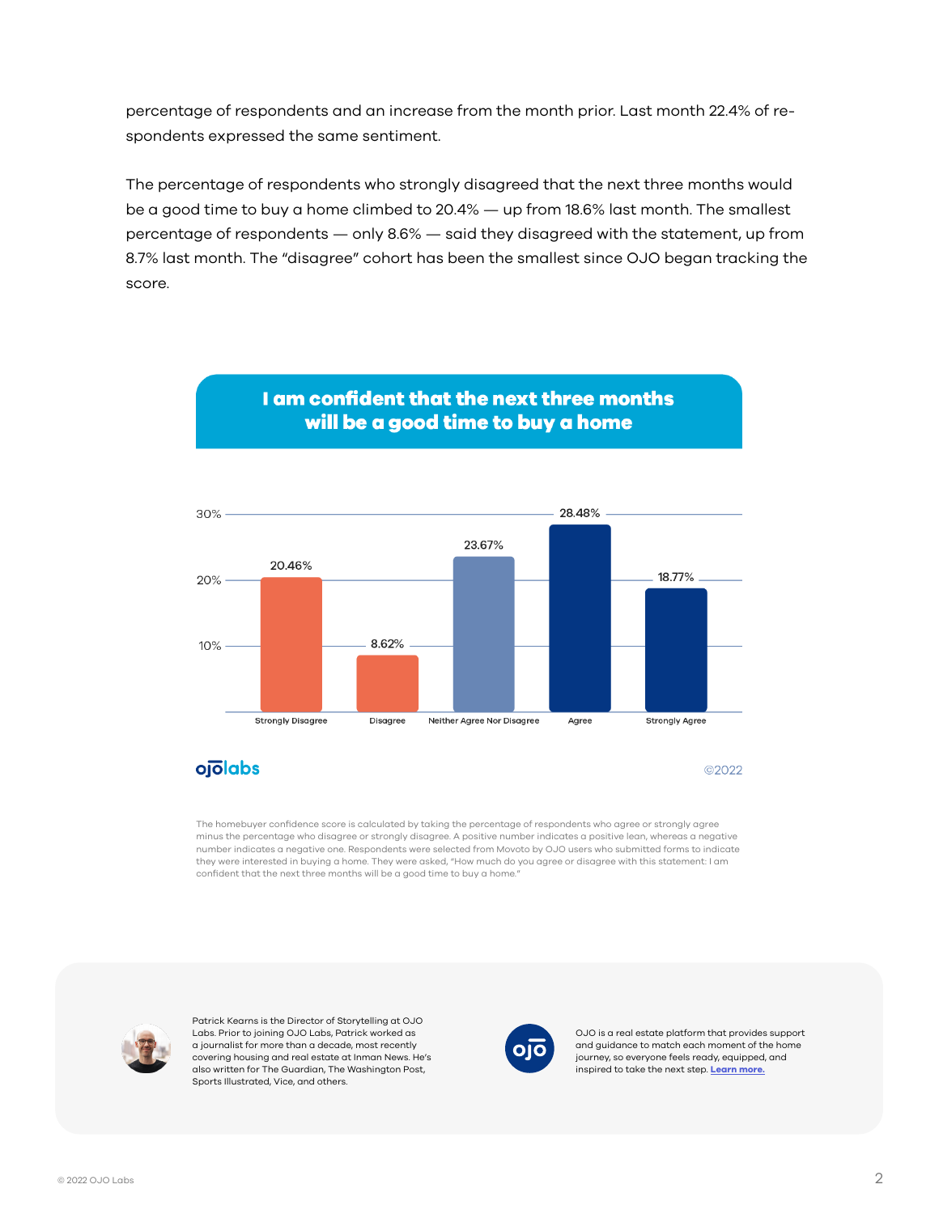percentage of respondents and an increase from the month prior. Last month 22.4% of respondents expressed the same sentiment.

The percentage of respondents who strongly disagreed that the next three months would be a good time to buy a home climbed to 20.4% — up from 18.6% last month. The smallest percentage of respondents — only 8.6% — said they disagreed with the statement, up from 8.7% last month. The "disagree" cohort has been the smallest since OJO began tracking the score.

**I am confident that the next three months will be a good time to buy a home**

30%
20%
10%

20.46%
8.62%
23.67%
28.48%
18.77%

Strongly Disagree
Disagree
Neither Agree Nor Disagree
Agree
Strongly Agree

ojolabs

©2022

The homebuyer confidence score is calculated by taking the percentage of respondents who agree or strongly agree minus the percentage who disagree or strongly disagree. A positive number indicates a positive lean, whereas a negative number indicates a negative one. Respondents were selected from Movoto by OJO users who submitted forms to indicate they were interested in buying a home. They were asked, "How much do you agree or disagree with this statement: I am confident that the next three months will be a good time to buy a home."

Patrick Kearns is the Director of Storytelling at OJO Labs. Prior to joining OJO Labs, Patrick worked as a journalist for more than a decade, most recently covering housing and real estate at Inman News. He's also written for The Guardian, The Washington Post, Sports Illustrated, Vice, and others.

OJO is a real estate platform that provides support and guidance to match each moment of the home journey, so everyone feels ready, equipped, and inspired to take the next step. **Learn more.**

© 2022 OJO Labs